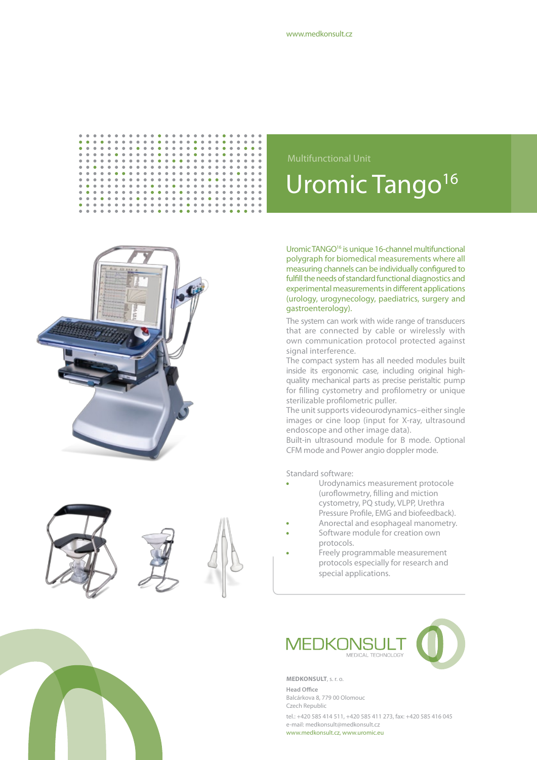www.medkonsult.cz

Multifunctional Unit

# Uromic Tango[16]

Uromic TANGO[16] is unique 16-channel multifunctional polygraph for biomedical measurements where all measuring channels can be individually configured to fulfill the needs of standard functional diagnostics and experimental measurements in different applications (urology, urogynecology, paediatrics, surgery and gastroenterology).

The system can work with wide range of transducers that are connected by cable or wirelessly with own communication protocol protected against signal interference.

The compact system has all needed modules built inside its ergonomic case, including original high-quality mechanical parts as precise peristaltic pump for filling cystometry and profilometry or unique sterilizable profilometric puller.

The unit supports videourodynamics–either single images or cine loop (input for X-ray, ultrasound endoscope and other image data).

Built-in ultrasound module for B mode. Optional CFM mode and Power angio doppler mode.

Standard software:

- Urodynamics measurement protocole (uroflowmetry, filling and miction cystometry, PQ study, VLPP, Urethra Pressure Profile, EMG and biofeedback).
- Anorectal and esophageal manometry.
- Software module for creation own protocols.
- Freely programmable measurement protocols especially for research and special applications.

MEDKONSULT
MEDICAL TECHNOLOGY

**MEDKONSULT**, s. r. o.

**Head Office**
Balcárkova 8, 779 00 Olomouc
Czech Republic

tel.: +420 585 414 511, +420 585 411 273, fax: +420 585 416 045
e-mail: medkonsult@medkonsult.cz
www.medkonsult.cz, www.uromic.eu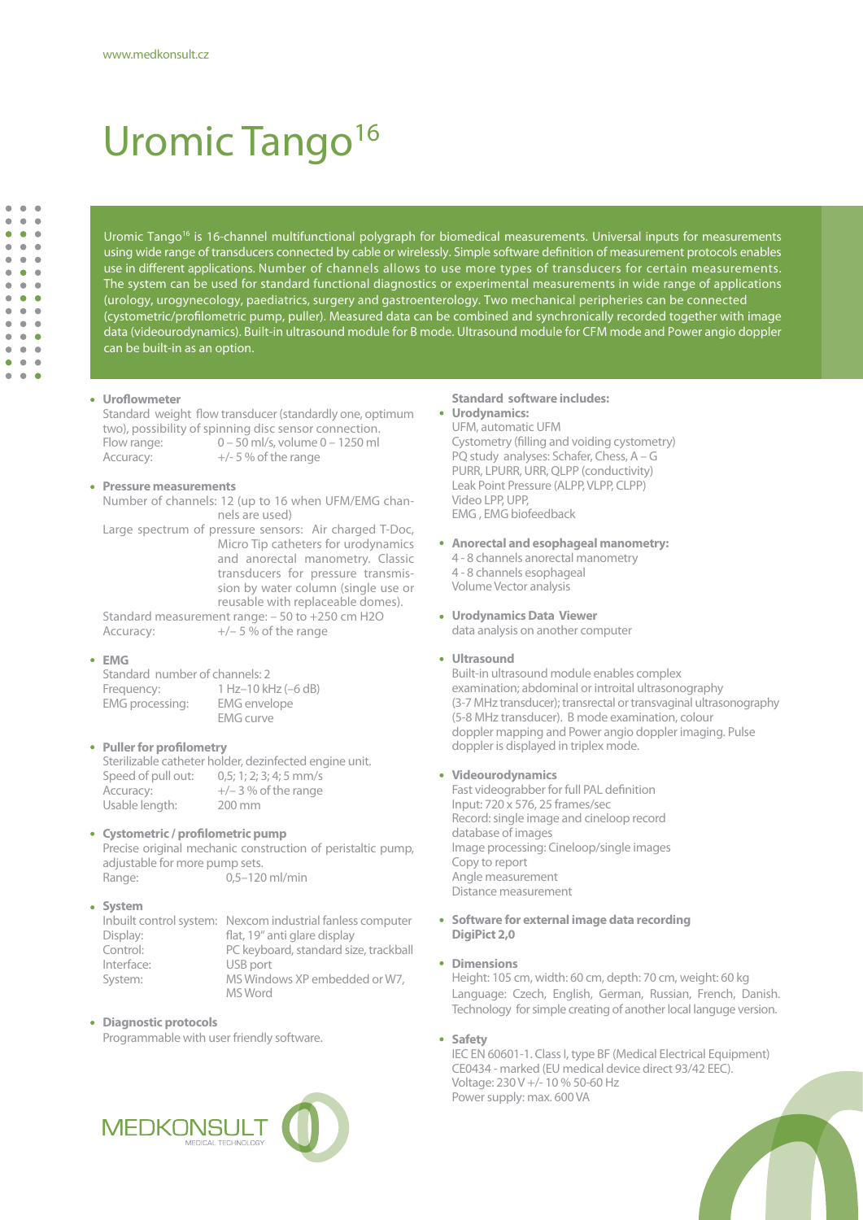www.medkonsult.cz

# Uromic Tango16

Uromic Tango16 is 16-channel multifunctional polygraph for biomedical measurements. Universal inputs for measurements using wide range of transducers connected by cable or wirelessly. Simple software definition of measurement protocols enables use in different applications. Number of channels allows to use more types of transducers for certain measurements. The system can be used for standard functional diagnostics or experimental measurements in wide range of applications (urology, urogynecology, paediatrics, surgery and gastroenterology. Two mechanical peripheries can be connected (cystometric/profilometric pump, puller). Measured data can be combined and synchronically recorded together with image data (videourodynamics). Built-in ultrasound module for B mode. Ultrasound module for CFM mode and Power angio doppler can be built-in as an option.

- **Uroflowmeter**
  Standard weight flow transducer (standardly one, optimum two), possibility of spinning disc sensor connection.
  Flow range: 0 – 50 ml/s, volume 0 – 1250 ml
  Accuracy: +/- 5 % of the range

- **Pressure measurements**
  Number of channels: 12 (up to 16 when UFM/EMG channels are used)
  Large spectrum of pressure sensors: Air charged T-Doc, Micro Tip catheters for urodynamics and anorectal manometry. Classic transducers for pressure transmission by water column (single use or reusable with replaceable domes).
  Standard measurement range: – 50 to +250 cm H2O
  Accuracy: +/– 5 % of the range

- **EMG**
  Standard number of channels: 2
  Frequency: 1 Hz–10 kHz (–6 dB)
  EMG processing: EMG envelope
  EMG curve

- **Puller for profilometry**
  Sterilizable catheter holder, dezinfected engine unit.
  Speed of pull out: 0,5; 1; 2; 3; 4; 5 mm/s
  Accuracy: +/– 3 % of the range
  Usable length: 200 mm

- **Cystometric / profilometric pump**
  Precise original mechanic construction of peristaltic pump, adjustable for more pump sets.
  Range: 0,5–120 ml/min

- **System**
  Inbuilt control system: Nexcom industrial fanless computer
  Display: flat, 19" anti glare display
  Control: PC keyboard, standard size, trackball
  Interface: USB port
  System: MS Windows XP embedded or W7, MS Word

- **Diagnostic protocols**
  Programmable with user friendly software.

**Standard software includes:**

- **Urodynamics:**
  UFM, automatic UFM
  Cystometry (filling and voiding cystometry)
  PQ study analyses: Schafer, Chess, A – G
  PURR, LPURR, URR, QLPP (conductivity)
  Leak Point Pressure (ALPP, VLPP, CLPP)
  Video LPP, UPP,
  EMG , EMG biofeedback

- **Anorectal and esophageal manometry:**
  4 - 8 channels anorectal manometry
  4 - 8 channels esophageal
  Volume Vector analysis

- **Urodynamics Data Viewer**
  data analysis on another computer

- **Ultrasound**
  Built-in ultrasound module enables complex examination; abdominal or introital ultrasonography (3-7 MHz transducer); transrectal or transvaginal ultrasonography (5-8 MHz transducer). B mode examination, colour doppler mapping and Power angio doppler imaging. Pulse doppler is displayed in triplex mode.

- **Videourodynamics**
  Fast videograbber for full PAL definition
  Input: 720 x 576, 25 frames/sec
  Record: single image and cineloop record
  database of images
  Image processing: Cineloop/single images
  Copy to report
  Angle measurement
  Distance measurement

- **Software for external image data recording**
  **DigiPict 2,0**

- **Dimensions**
  Height: 105 cm, width: 60 cm, depth: 70 cm, weight: 60 kg
  Language: Czech, English, German, Russian, French, Danish.
  Technology for simple creating of another local languge version.

- **Safety**
  IEC EN 60601-1. Class I, type BF (Medical Electrical Equipment)
  CE0434 - marked (EU medical device direct 93/42 EEC).
  Voltage: 230 V +/- 10 % 50-60 Hz
  Power supply: max. 600 VA

MEDKONSULT
MEDICAL TECHNOLOGY